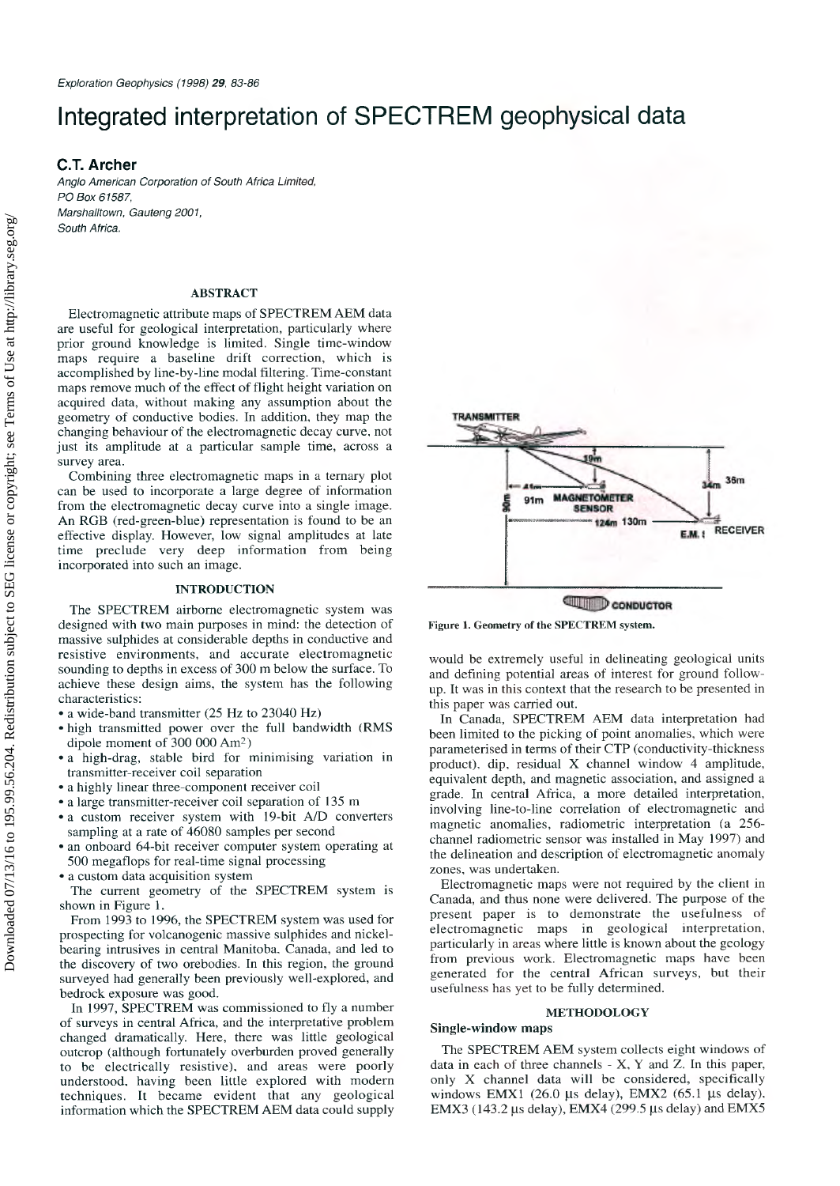# Integrated interpretation of SPECTREM geophysical data

**C.T. Archer**

*Anglo American Corporation of South Africa Limited,*
*PO Box 61587,*
*Marshalltown, Gauteng 2001,*
*South Africa.*

## ABSTRACT

Electromagnetic attribute maps of SPECTREM AEM data are useful for geological interpretation, particularly where prior ground knowledge is limited. Single time-window maps require a baseline drift correction, which is accomplished by line-by-line modal filtering. Time-constant maps remove much of the effect of flight height variation on acquired data, without making any assumption about the geometry of conductive bodies. In addition, they map the changing behaviour of the electromagnetic decay curve, not just its amplitude at a particular sample time, across a survey area.

Combining three electromagnetic maps in a ternary plot can be used to incorporate a large degree of information from the electromagnetic decay curve into a single image. An RGB (red-green-blue) representation is found to be an effective display. However, low signal amplitudes at late time preclude very deep information from being incorporated into such an image.

## INTRODUCTION

The SPECTREM airborne electromagnetic system was designed with two main purposes in mind: the detection of massive sulphides at considerable depths in conductive and resistive environments, and accurate electromagnetic sounding to depths in excess of 300 m below the surface. To achieve these design aims, the system has the following characteristics:

- a wide-band transmitter (25 Hz to 23040 Hz)
- high transmitted power over the full bandwidth (RMS dipole moment of 300 000 Am$^2$)
- a high-drag, stable bird for minimising variation in transmitter-receiver coil separation
- a highly linear three-component receiver coil
- a large transmitter-receiver coil separation of 135 m
- a custom receiver system with 19-bit A/D converters sampling at a rate of 46080 samples per second
- an onboard 64-bit receiver computer system operating at 500 megaflops for real-time signal processing
- a custom data acquisition system

The current geometry of the SPECTREM system is shown in Figure 1.

Figure 1. Geometry of the SPECTREM system.

From 1993 to 1996, the SPECTREM system was used for prospecting for volcanogenic massive sulphides and nickel-bearing intrusives in central Manitoba, Canada, and led to the discovery of two orebodies. In this region, the ground surveyed had generally been previously well-explored, and bedrock exposure was good.

In 1997, SPECTREM was commissioned to fly a number of surveys in central Africa, and the interpretative problem changed dramatically. Here, there was little geological outcrop (although fortunately overburden proved generally to be electrically resistive), and areas were poorly understood, having been little explored with modern techniques. It became evident that any geological information which the SPECTREM AEM data could supply would be extremely useful in delineating geological units and defining potential areas of interest for ground follow-up. It was in this context that the research to be presented in this paper was carried out.

In Canada, SPECTREM AEM data interpretation had been limited to the picking of point anomalies, which were parameterised in terms of their CTP (conductivity-thickness product), dip, residual X channel window 4 amplitude, equivalent depth, and magnetic association, and assigned a grade. In central Africa, a more detailed interpretation, involving line-to-line correlation of electromagnetic and magnetic anomalies, radiometric interpretation (a 256-channel radiometric sensor was installed in May 1997) and the delineation and description of electromagnetic anomaly zones, was undertaken.

Electromagnetic maps were not required by the client in Canada, and thus none were delivered. The purpose of the present paper is to demonstrate the usefulness of electromagnetic maps in geological interpretation, particularly in areas where little is known about the geology from previous work. Electromagnetic maps have been generated for the central African surveys, but their usefulness has yet to be fully determined.

## METHODOLOGY

### Single-window maps

The SPECTREM AEM system collects eight windows of data in each of three channels - X, Y and Z. In this paper, only X channel data will be considered, specifically windows EMX1 (26.0 µs delay), EMX2 (65.1 µs delay), EMX3 (143.2 µs delay), EMX4 (299.5 µs delay) and EMX5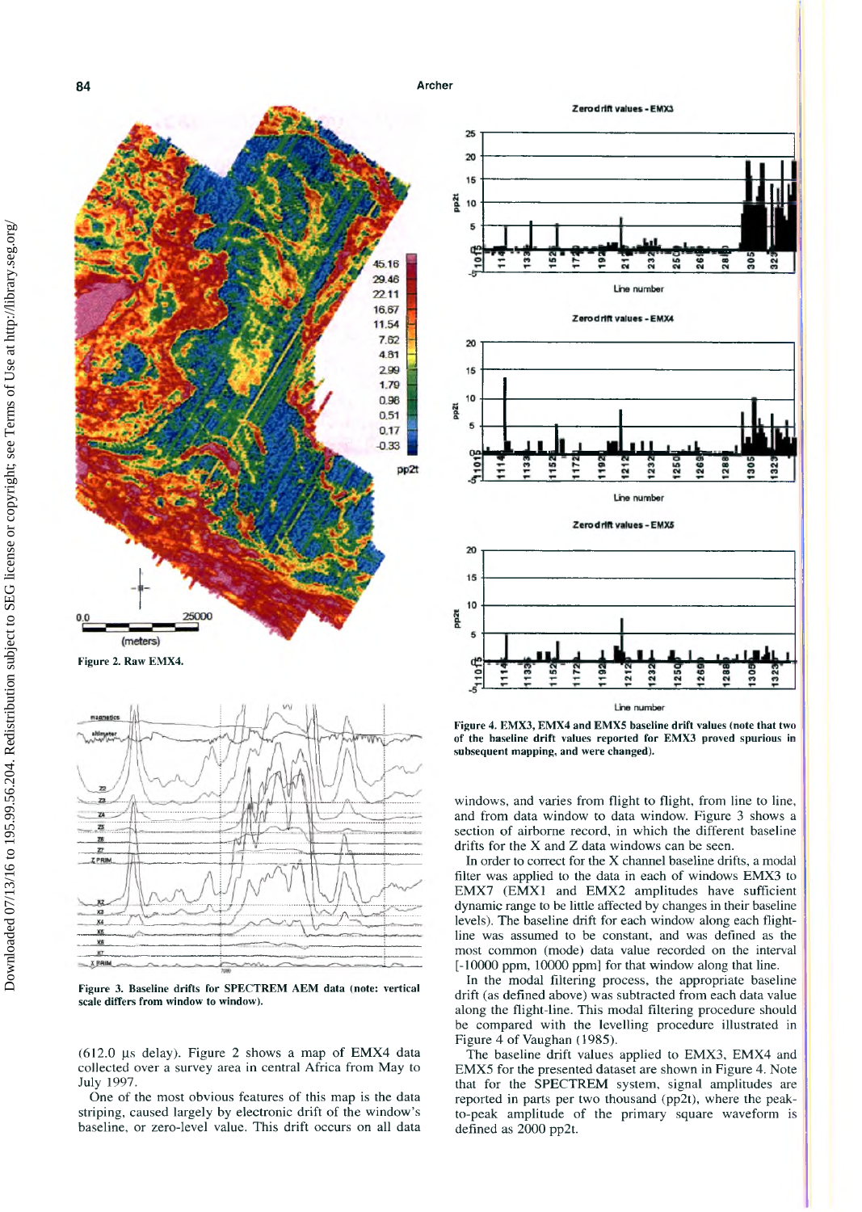Figure 2. Raw EMX4.

Figure 3. Baseline drifts for SPECTREM AEM data (note: vertical scale differs from window to window).

(612.0 µs delay). Figure 2 shows a map of EMX4 data collected over a survey area in central Africa from May to July 1997.

One of the most obvious features of this map is the data striping, caused largely by electronic drift of the window's baseline, or zero-level value. This drift occurs on all data windows, and varies from flight to flight, from line to line, and from data window to data window. Figure 3 shows a section of airborne record, in which the different baseline drifts for the X and Z data windows can be seen.

In order to correct for the X channel baseline drifts, a modal filter was applied to the data in each of windows EMX3 to EMX7 (EMX1 and EMX2 amplitudes have sufficient dynamic range to be little affected by changes in their baseline levels). The baseline drift for each window along each flight-line was assumed to be constant, and was defined as the most common (mode) data value recorded on the interval [-10000 ppm, 10000 ppm] for that window along that line.

In the modal filtering process, the appropriate baseline drift (as defined above) was subtracted from each data value along the flight-line. This modal filtering procedure should be compared with the levelling procedure illustrated in Figure 4 of Vaughan (1985).

The baseline drift values applied to EMX3, EMX4 and EMX5 for the presented dataset are shown in Figure 4. Note that for the SPECTREM system, signal amplitudes are reported in parts per two thousand (pp2t), where the peak-to-peak amplitude of the primary square waveform is defined as 2000 pp2t.

Figure 4. EMX3, EMX4 and EMX5 baseline drift values (note that two of the baseline drift values reported for EMX3 proved spurious in subsequent mapping, and were changed).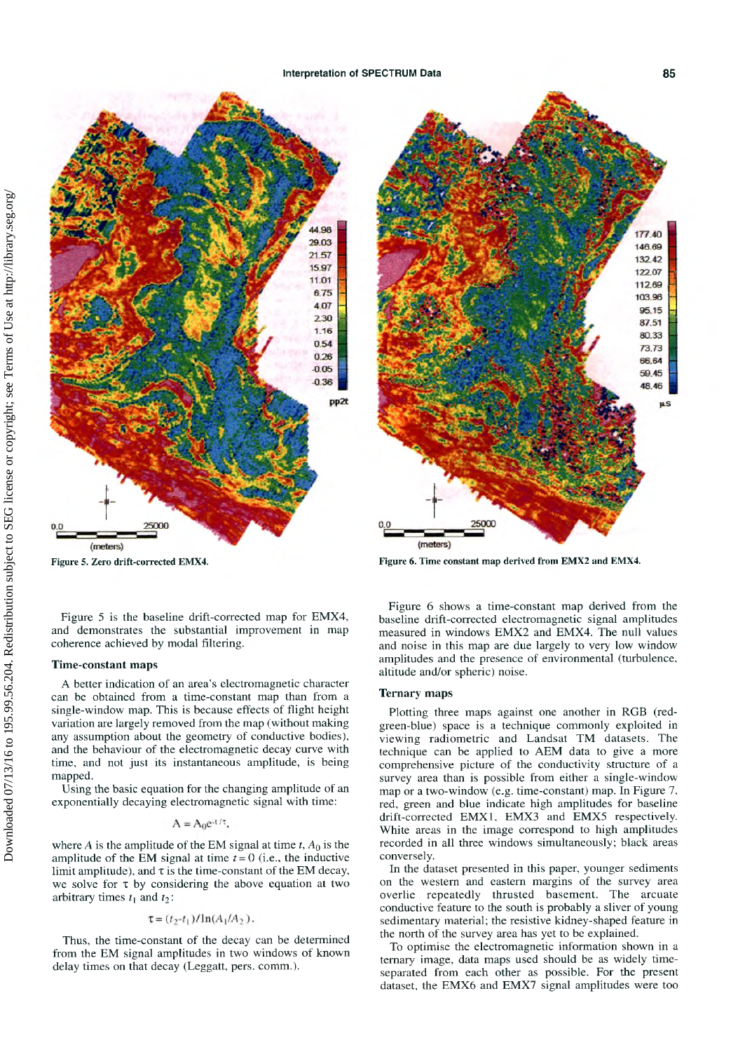Figure 5. Zero drift-corrected EMX4.

Figure 6. Time constant map derived from EMX2 and EMX4.

Figure 5 is the baseline drift-corrected map for EMX4, and demonstrates the substantial improvement in map coherence achieved by modal filtering.

### Time-constant maps

A better indication of an area's electromagnetic character can be obtained from a time-constant map than from a single-window map. This is because effects of flight height variation are largely removed from the map (without making any assumption about the geometry of conductive bodies), and the behaviour of the electromagnetic decay curve with time, and not just its instantaneous amplitude, is being mapped.

Using the basic equation for the changing amplitude of an exponentially decaying electromagnetic signal with time:

$$A = A_0 e^{-t/\tau},$$

where $A$ is the amplitude of the EM signal at time $t$, $A_0$ is the amplitude of the EM signal at time $t = 0$ (i.e., the inductive limit amplitude), and $\tau$ is the time-constant of the EM decay, we solve for $\tau$ by considering the above equation at two arbitrary times $t_1$ and $t_2$:

$$\tau = (t_2 - t_1)/\ln(A_1/A_2).$$

Thus, the time-constant of the decay can be determined from the EM signal amplitudes in two windows of known delay times on that decay (Leggatt, pers. comm.).

Figure 6 shows a time-constant map derived from the baseline drift-corrected electromagnetic signal amplitudes measured in windows EMX2 and EMX4. The null values and noise in this map are due largely to very low window amplitudes and the presence of environmental (turbulence, altitude and/or spheric) noise.

### Ternary maps

Plotting three maps against one another in RGB (red-green-blue) space is a technique commonly exploited in viewing radiometric and Landsat TM datasets. The technique can be applied to AEM data to give a more comprehensive picture of the conductivity structure of a survey area than is possible from either a single-window map or a two-window (e.g. time-constant) map. In Figure 7, red, green and blue indicate high amplitudes for baseline drift-corrected EMX1, EMX3 and EMX5 respectively. White areas in the image correspond to high amplitudes recorded in all three windows simultaneously; black areas conversely.

In the dataset presented in this paper, younger sediments on the western and eastern margins of the survey area overlie repeatedly thrusted basement. The arcuate conductive feature to the south is probably a sliver of young sedimentary material; the resistive kidney-shaped feature in the north of the survey area has yet to be explained.

To optimise the electromagnetic information shown in a ternary image, data maps used should be as widely time-separated from each other as possible. For the present dataset, the EMX6 and EMX7 signal amplitudes were too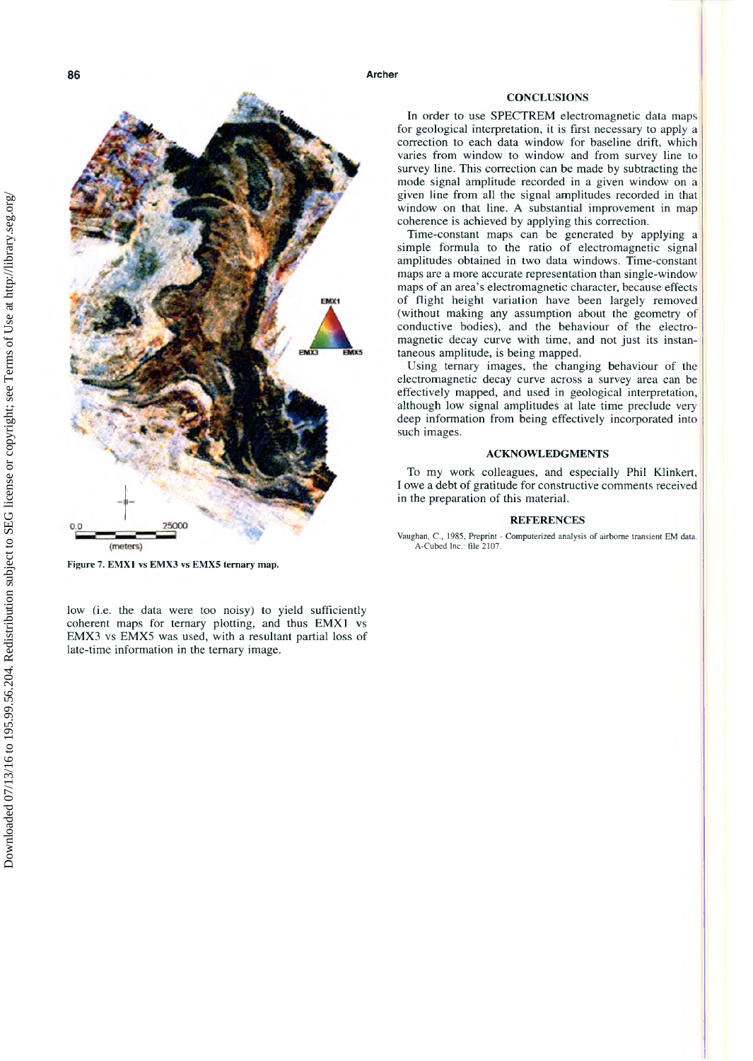Figure 7. EMX1 vs EMX3 vs EMX5 ternary map.

low (i.e. the data were too noisy) to yield sufficiently coherent maps for ternary plotting, and thus EMX1 vs EMX3 vs EMX5 was used, with a resultant partial loss of late-time information in the ternary image.

## CONCLUSIONS

In order to use SPECTREM electromagnetic data maps for geological interpretation, it is first necessary to apply a correction to each data window for baseline drift, which varies from window to window and from survey line to survey line. This correction can be made by subtracting the mode signal amplitude recorded in a given window on a given line from all the signal amplitudes recorded in that window on that line. A substantial improvement in map coherence is achieved by applying this correction.

Time-constant maps can be generated by applying a simple formula to the ratio of electromagnetic signal amplitudes obtained in two data windows. Time-constant maps are a more accurate representation than single-window maps of an area's electromagnetic character, because effects of flight height variation have been largely removed (without making any assumption about the geometry of conductive bodies), and the behaviour of the electromagnetic decay curve with time, and not just its instantaneous amplitude, is being mapped.

Using ternary images, the changing behaviour of the electromagnetic decay curve across a survey area can be effectively mapped, and used in geological interpretation, although low signal amplitudes at late time preclude very deep information from being effectively incorporated into such images.

## ACKNOWLEDGMENTS

To my work colleagues, and especially Phil Klinkert, I owe a debt of gratitude for constructive comments received in the preparation of this material.

## REFERENCES

Vaughan, C., 1985, Preprint - Computerized analysis of airborne transient EM data. A-Cubed Inc.: file 2107.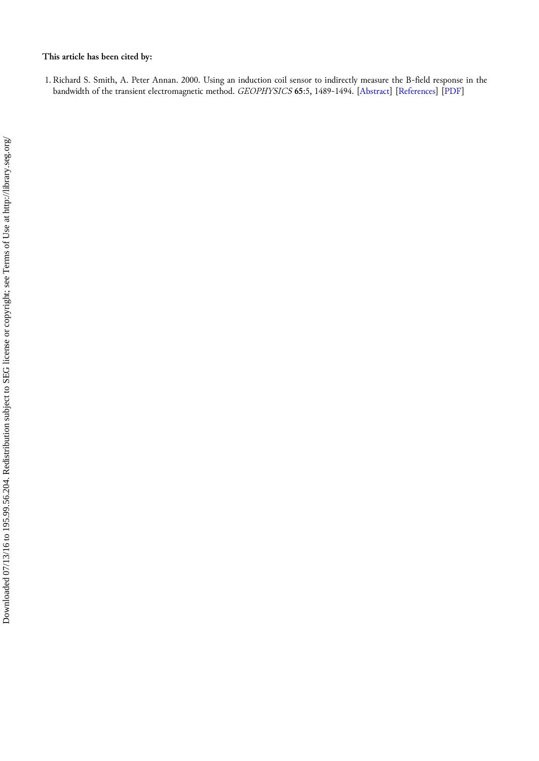**This article has been cited by:**

1. Richard S. Smith, A. Peter Annan. 2000. Using an induction coil sensor to indirectly measure the B-field response in the bandwidth of the transient electromagnetic method. *GEOPHYSICS* **65**:5, 1489-1494. [Abstract] [References] [PDF]